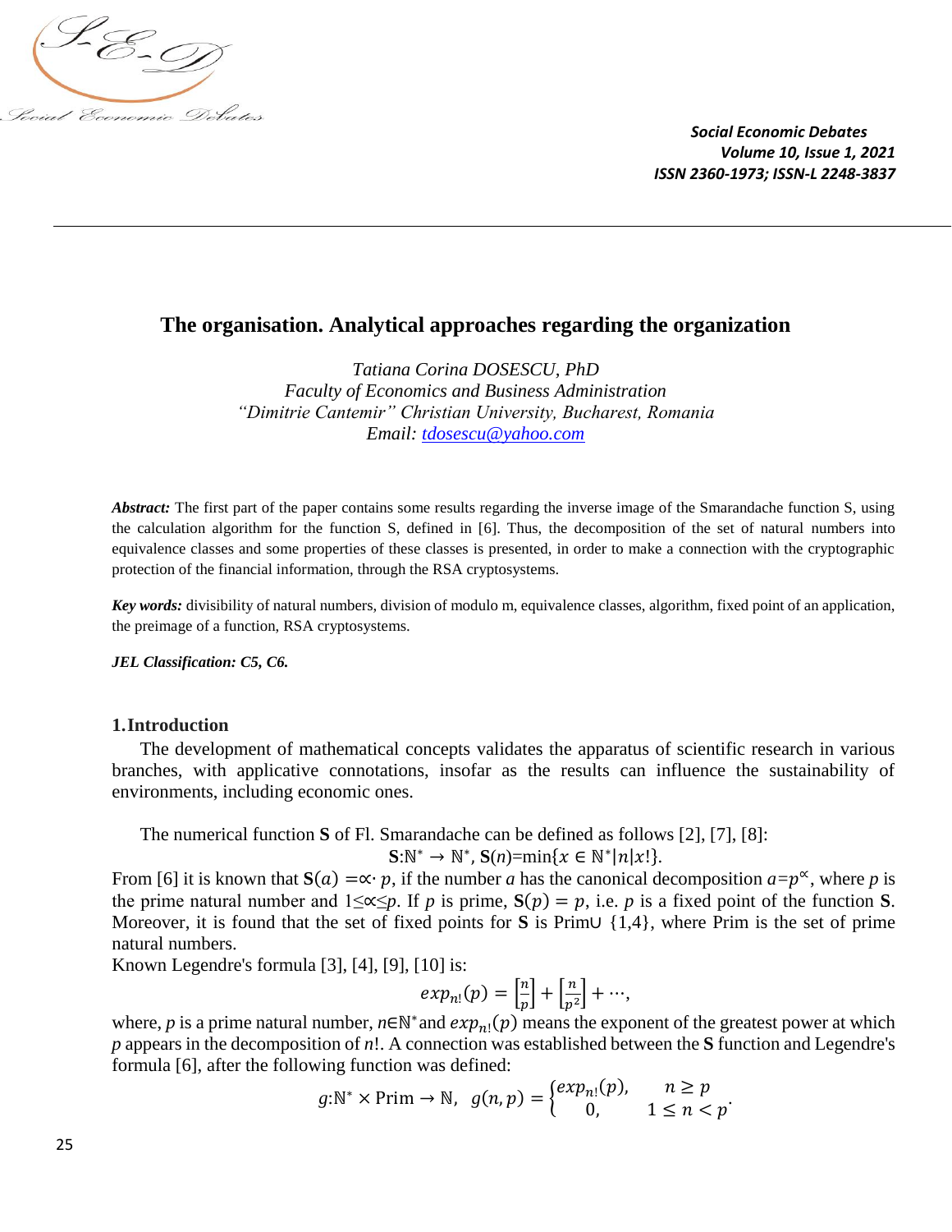# The organisation. Analytical approaches regarding the organization

*Tatiana Corina DOSESCU, PhD*
*Faculty of Economics and Business Administration*
*"Dimitrie Cantemir" Christian University, Bucharest, Romania*
*Email: tdosescu@yahoo.com*

***Abstract:*** The first part of the paper contains some results regarding the inverse image of the Smarandache function S, using the calculation algorithm for the function S, defined in [6]. Thus, the decomposition of the set of natural numbers into equivalence classes and some properties of these classes is presented, in order to make a connection with the cryptographic protection of the financial information, through the RSA cryptosystems.

***Key words:*** divisibility of natural numbers, division of modulo m, equivalence classes, algorithm, fixed point of an application, the preimage of a function, RSA cryptosystems.

***JEL Classification: C5, C6.***

## 1. Introduction

The development of mathematical concepts validates the apparatus of scientific research in various branches, with applicative connotations, insofar as the results can influence the sustainability of environments, including economic ones.

The numerical function **S** of Fl. Smarandache can be defined as follows [2], [7], [8]:

$$\mathbf{S}:\mathbb{N}^* \to \mathbb{N}^*, \ \mathbf{S}(n) = \min\{x \in \mathbb{N}^* | n | x!\}.$$

From [6] it is known that $\mathbf{S}(a) = \propto \cdot\, p$, if the number $a$ has the canonical decomposition $a = p^{\propto}$, where $p$ is the prime natural number and $1 \leq \propto \leq p$. If $p$ is prime, $\mathbf{S}(p) = p$, i.e. $p$ is a fixed point of the function **S**. Moreover, it is found that the set of fixed points for **S** is Prim$\cup$ $\{1,4\}$, where Prim is the set of prime natural numbers.

Known Legendre's formula [3], [4], [9], [10] is:

$$exp_{n!}(p) = \left[\frac{n}{p}\right] + \left[\frac{n}{p^2}\right] + \cdots,$$

where, $p$ is a prime natural number, $n \in \mathbb{N}^*$ and $exp_{n!}(p)$ means the exponent of the greatest power at which $p$ appears in the decomposition of $n!$. A connection was established between the **S** function and Legendre's formula [6], after the following function was defined:

$$g:\mathbb{N}^* \times \text{Prim} \to \mathbb{N}, \ \ g(n,p) = \begin{cases} exp_{n!}(p), & n \geq p \\ 0, & 1 \leq n < p \end{cases}.$$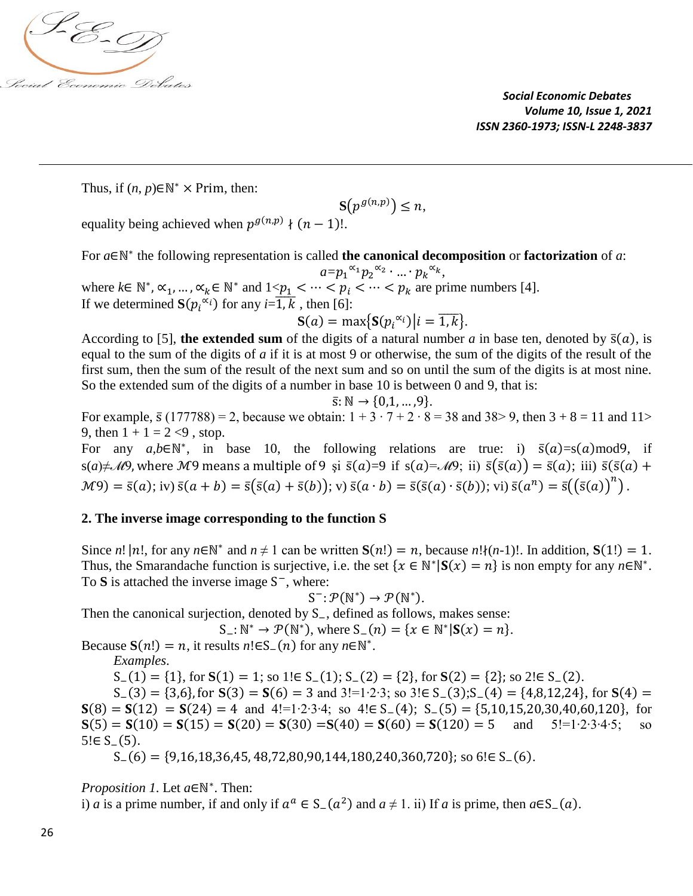Thus, if $(n, p) \in \mathbb{N}^* \times$ Prim, then:

$$\mathbf{S}\left(p^{g(n,p)}\right) \leq n,$$

equality being achieved when $p^{g(n,p)} \nmid (n-1)!$.

For $a \in \mathbb{N}^*$ the following representation is called **the canonical decomposition** or **factorization** of $a$:

$$a = p_1^{\alpha_1} p_2^{\alpha_2} \cdot \ldots \cdot p_k^{\alpha_k},$$

where $k \in \mathbb{N}^*$, $\alpha_1, \ldots, \alpha_k \in \mathbb{N}^*$ and $1 < p_1 < \cdots < p_i < \cdots < p_k$ are prime numbers [4].
If we determined $\mathbf{S}(p_i^{\alpha_i})$ for any $i = \overline{1, k}$, then [6]:

$$\mathbf{S}(a) = \max\left\{\mathbf{S}(p_i^{\alpha_i}) \middle| i = \overline{1, k}\right\}.$$

According to [5], **the extended sum** of the digits of a natural number $a$ in base ten, denoted by $\bar{s}(a)$, is equal to the sum of the digits of $a$ if it is at most 9 or otherwise, the sum of the digits of the result of the first sum, then the sum of the result of the next sum and so on until the sum of the digits is at most nine. So the extended sum of the digits of a number in base 10 is between 0 and 9, that is:

$$\bar{s}: \mathbb{N} \rightarrow \{0, 1, \ldots, 9\}.$$

For example, $\bar{s}\,(177788) = 2$, because we obtain: $1 + 3 \cdot 7 + 2 \cdot 8 = 38$ and $38 > 9$, then $3 + 8 = 11$ and $11 > 9$, then $1 + 1 = 2 < 9$ , stop.
For any $a, b \in \mathbb{N}^*$, in base 10, the following relations are true: i) $\bar{s}(a) = s(a) \bmod 9$, if $s(a) \neq \mathcal{M}9$, where $\mathcal{M}9$ means a multiple of 9 şi $\bar{s}(a) = 9$ if $s(a) = \mathcal{M}9$; ii) $\bar{s}(\bar{s}(a)) = \bar{s}(a)$; iii) $\bar{s}(\bar{s}(a) + \mathcal{M}9) = \bar{s}(a)$; iv) $\bar{s}(a + b) = \bar{s}(\bar{s}(a) + \bar{s}(b))$; v) $\bar{s}(a \cdot b) = \bar{s}(\bar{s}(a) \cdot \bar{s}(b))$; vi) $\bar{s}(a^n) = \bar{s}\left(\left(\bar{s}(a)\right)^n\right)$.

## 2. The inverse image corresponding to the function S

Since $n! \mid n!$, for any $n \in \mathbb{N}^*$ and $n \neq 1$ can be written $\mathbf{S}(n!) = n$, because $n! \nmid (n-1)!$. In addition, $\mathbf{S}(1!) = 1$. Thus, the Smarandache function is surjective, i.e. the set $\{x \in \mathbb{N}^* | \mathbf{S}(x) = n\}$ is non empty for any $n \in \mathbb{N}^*$. To $\mathbf{S}$ is attached the inverse image $S^-$, where:

$$S^-: \mathcal{P}(\mathbb{N}^*) \rightarrow \mathcal{P}(\mathbb{N}^*).$$

Then the canonical surjection, denoted by $S_-$, defined as follows, makes sense:

$$S_-: \mathbb{N}^* \rightarrow \mathcal{P}(\mathbb{N}^*), \text{ where } S_-(n) = \{x \in \mathbb{N}^* | \mathbf{S}(x) = n\}.$$

Because $\mathbf{S}(n!) = n$, it results $n! \in S_-(n)$ for any $n \in \mathbb{N}^*$.

*Examples.*

$S_-(1) = \{1\}$, for $\mathbf{S}(1) = 1$; so $1! \in S_-(1)$; $S_-(2) = \{2\}$, for $\mathbf{S}(2) = \{2\}$; so $2! \in S_-(2)$.

$S_-(3) = \{3, 6\}$, for $\mathbf{S}(3) = \mathbf{S}(6) = 3$ and $3! = 1 \cdot 2 \cdot 3$; so $3! \in S_-(3)$; $S_-(4) = \{4, 8, 12, 24\}$, for $\mathbf{S}(4) = \mathbf{S}(8) = \mathbf{S}(12) = \mathbf{S}(24) = 4$ and $4! = 1 \cdot 2 \cdot 3 \cdot 4$; so $4! \in S_-(4)$; $S_-(5) = \{5, 10, 15, 20, 30, 40, 60, 120\}$, for $\mathbf{S}(5) = \mathbf{S}(10) = \mathbf{S}(15) = \mathbf{S}(20) = \mathbf{S}(30) = \mathbf{S}(40) = \mathbf{S}(60) = \mathbf{S}(120) = 5$ and $5! = 1 \cdot 2 \cdot 3 \cdot 4 \cdot 5$; so $5! \in S_-(5)$.

$S_-(6) = \{9, 16, 18, 36, 45, 48, 72, 80, 90, 144, 180, 240, 360, 720\}$; so $6! \in S_-(6)$.

*Proposition 1.* Let $a \in \mathbb{N}^*$. Then:
i) $a$ is a prime number, if and only if $a^a \in S_-(a^2)$ and $a \neq 1$. ii) If $a$ is prime, then $a \in S_-(a)$.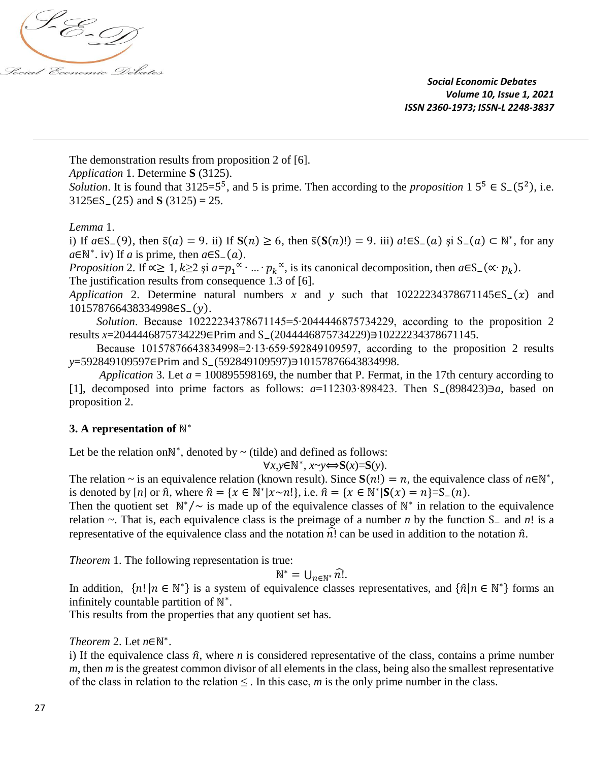The demonstration results from proposition 2 of [6].

*Application* 1. Determine **S** (3125).

*Solution*. It is found that 3125=$5^5$, and 5 is prime. Then according to the *proposition* 1 $5^5 \in S_{-}(5^2)$, i.e. 3125$\in S_{-}(25)$ and **S** (3125) = 25.

*Lemma* 1.

i) If $a\in S_{-}(9)$, then $\bar{s}(a) = 9$. ii) If $\mathbf{S}(n) \geq 6$, then $\bar{s}(\mathbf{S}(n)!) = 9$. iii) $a! \in S_{-}(a)$ şi $S_{-}(a) \subset \mathbb{N}^*$, for any $a\in\mathbb{N}^*$. iv) If *a* is prime, then $a\in S_{-}(a)$.

*Proposition* 2. If $\propto \geq 1$, $k\geq 2$ şi $a = {p_1}^{\propto} \cdot \ldots \cdot {p_k}^{\propto}$, is its canonical decomposition, then $a\in S_{-}(\propto \cdot p_k)$.

The justification results from consequence 1.3 of [6].

*Application* 2. Determine natural numbers *x* and *y* such that 10222234378671145$\in S_{-}(x)$ and 10157876643834998$\in S_{-}(y)$.

*Solution*. Because 10222234378671145=5·2044446875734229, according to the proposition 2 results *x*=2044446875734229∈Prim and $S_{-}$(2044446875734229)∋10222234378671145.

Because 10157876643834998=2·13·659·592849109597, according to the proposition 2 results *y*=592849109597∈Prim and $S_{-}$(592849109597)∋10157876643834998.

*Application* 3. Let *a* = 100895598169, the number that P. Fermat, in the 17th century according to [1], decomposed into prime factors as follows: *a*=112303·898423. Then $S_{-}$(898423)∋*a*, based on proposition 2.

### 3. A representation of $\mathbb{N}^*$

Let be the relation on$\mathbb{N}^*$, denoted by ~ (tilde) and defined as follows:

$$\forall x,y\in\mathbb{N}^*,\ x\sim y \Leftrightarrow \mathbf{S}(x)=\mathbf{S}(y).$$

The relation ~ is an equivalence relation (known result). Since $\mathbf{S}(n!) = n$, the equivalence class of $n\in\mathbb{N}^*$, is denoted by $[n]$ or $\hat{n}$, where $\hat{n} = \{x \in \mathbb{N}^* | x \sim n!\}$, i.e. $\hat{n} = \{x \in \mathbb{N}^* | \mathbf{S}(x) = n\} = S_{-}(n)$.

Then the quotient set $\mathbb{N}^*/\sim$ is made up of the equivalence classes of $\mathbb{N}^*$ in relation to the equivalence relation ~. That is, each equivalence class is the preimage of a number *n* by the function $S_{-}$ and *n*! is a representative of the equivalence class and the notation $\widehat{n!}$ can be used in addition to the notation $\hat{n}$.

*Theorem* 1. The following representation is true:

$$\mathbb{N}^* = \bigcup_{n\in\mathbb{N}^*} \widehat{n!}.$$

In addition, $\{n! | n \in \mathbb{N}^*\}$ is a system of equivalence classes representatives, and $\{\hat{n} | n \in \mathbb{N}^*\}$ forms an infinitely countable partition of $\mathbb{N}^*$.

This results from the properties that any quotient set has.

*Theorem* 2. Let $n\in\mathbb{N}^*$.

i) If the equivalence class $\hat{n}$, where *n* is considered representative of the class, contains a prime number *m*, then *m* is the greatest common divisor of all elements in the class, being also the smallest representative of the class in relation to the relation $\leq$. In this case, *m* is the only prime number in the class.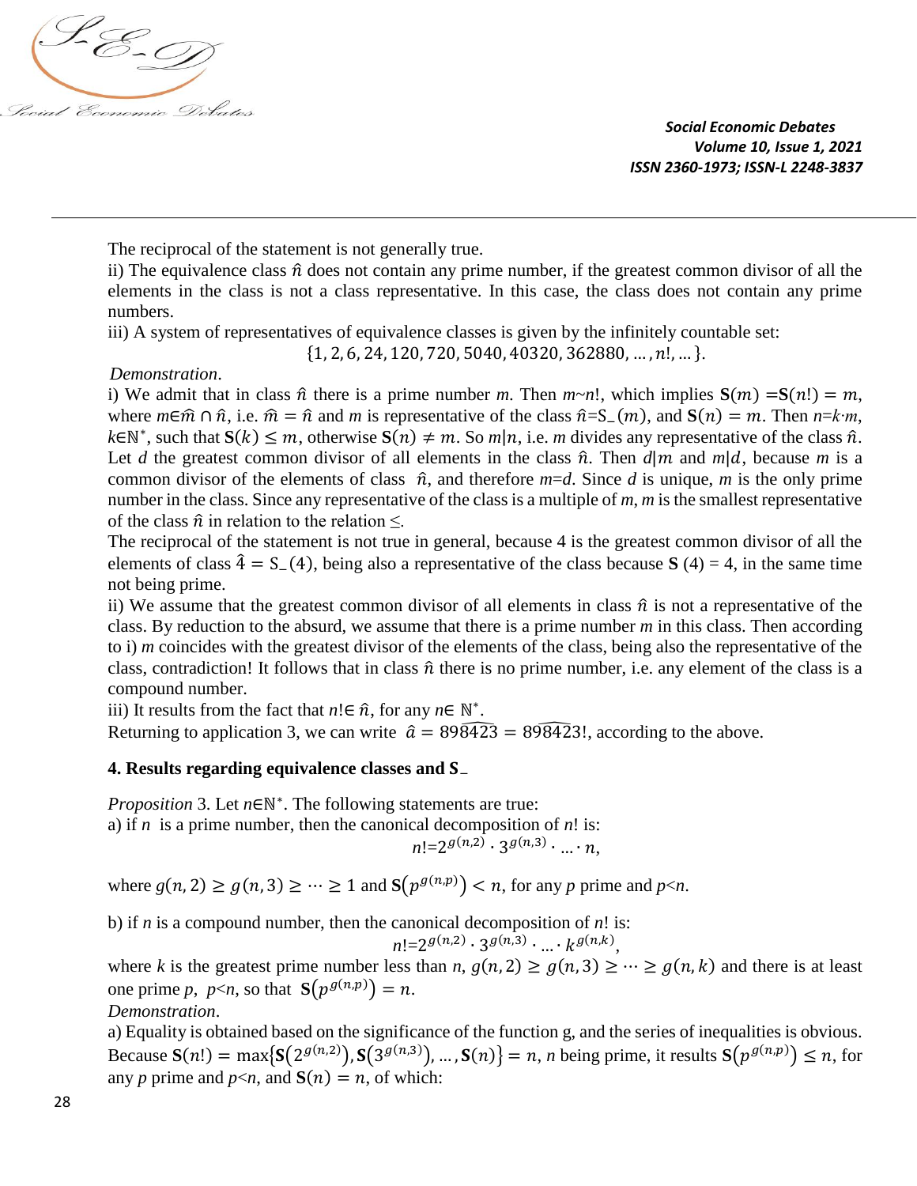The reciprocal of the statement is not generally true.

ii) The equivalence class $\hat{n}$ does not contain any prime number, if the greatest common divisor of all the elements in the class is not a class representative. In this case, the class does not contain any prime numbers.

iii) A system of representatives of equivalence classes is given by the infinitely countable set:

$$\{1, 2, 6, 24, 120, 720, 5040, 40320, 362880, \ldots, n!, \ldots\}.$$

*Demonstration*.

i) We admit that in class $\hat{n}$ there is a prime number $m$. Then $m \sim n!$, which implies $\mathbf{S}(m) = \mathbf{S}(n!) = m$, where $m \in \hat{m} \cap \hat{n}$, i.e. $\hat{m} = \hat{n}$ and $m$ is representative of the class $\hat{n} = S_{-}(m)$, and $\mathbf{S}(n) = m$. Then $n = k \cdot m$, $k \in \mathbb{N}^*$, such that $\mathbf{S}(k) \leq m$, otherwise $\mathbf{S}(n) \neq m$. So $m|n$, i.e. $m$ divides any representative of the class $\hat{n}$. Let $d$ the greatest common divisor of all elements in the class $\hat{n}$. Then $d|m$ and $m|d$, because $m$ is a common divisor of the elements of class $\hat{n}$, and therefore $m = d$. Since $d$ is unique, $m$ is the only prime number in the class. Since any representative of the class is a multiple of $m$, $m$ is the smallest representative of the class $\hat{n}$ in relation to the relation $\leq$.

The reciprocal of the statement is not true in general, because 4 is the greatest common divisor of all the elements of class $\hat{4} = S_{-}(4)$, being also a representative of the class because $\mathbf{S}(4) = 4$, in the same time not being prime.

ii) We assume that the greatest common divisor of all elements in class $\hat{n}$ is not a representative of the class. By reduction to the absurd, we assume that there is a prime number $m$ in this class. Then according to i) $m$ coincides with the greatest divisor of the elements of the class, being also the representative of the class, contradiction! It follows that in class $\hat{n}$ there is no prime number, i.e. any element of the class is a compound number.

iii) It results from the fact that $n! \in \hat{n}$, for any $n \in \mathbb{N}^*$.

Returning to application 3, we can write $\hat{a} = \widehat{898423} = \widehat{898423!}$, according to the above.

## 4. Results regarding equivalence classes and $S_{-}$

*Proposition* 3. Let $n \in \mathbb{N}^*$. The following statements are true:

a) if $n$ is a prime number, then the canonical decomposition of $n!$ is:

$$n! = 2^{g(n,2)} \cdot 3^{g(n,3)} \cdot \ldots \cdot n,$$

where $g(n,2) \geq g(n,3) \geq \cdots \geq 1$ and $\mathbf{S}\left(p^{g(n,p)}\right) < n$, for any $p$ prime and $p<n$.

b) if $n$ is a compound number, then the canonical decomposition of $n!$ is:

$$n! = 2^{g(n,2)} \cdot 3^{g(n,3)} \cdot \ldots \cdot k^{g(n,k)},$$

where $k$ is the greatest prime number less than $n$, $g(n,2) \geq g(n,3) \geq \cdots \geq g(n,k)$ and there is at least one prime $p$, $p<n$, so that $\mathbf{S}\left(p^{g(n,p)}\right) = n$.

*Demonstration*.

a) Equality is obtained based on the significance of the function g, and the series of inequalities is obvious. Because $\mathbf{S}(n!) = \max\{\mathbf{S}\left(2^{g(n,2)}\right), \mathbf{S}\left(3^{g(n,3)}\right), \ldots, \mathbf{S}(n)\} = n$, $n$ being prime, it results $\mathbf{S}\left(p^{g(n,p)}\right) \leq n$, for any $p$ prime and $p<n$, and $\mathbf{S}(n) = n$, of which: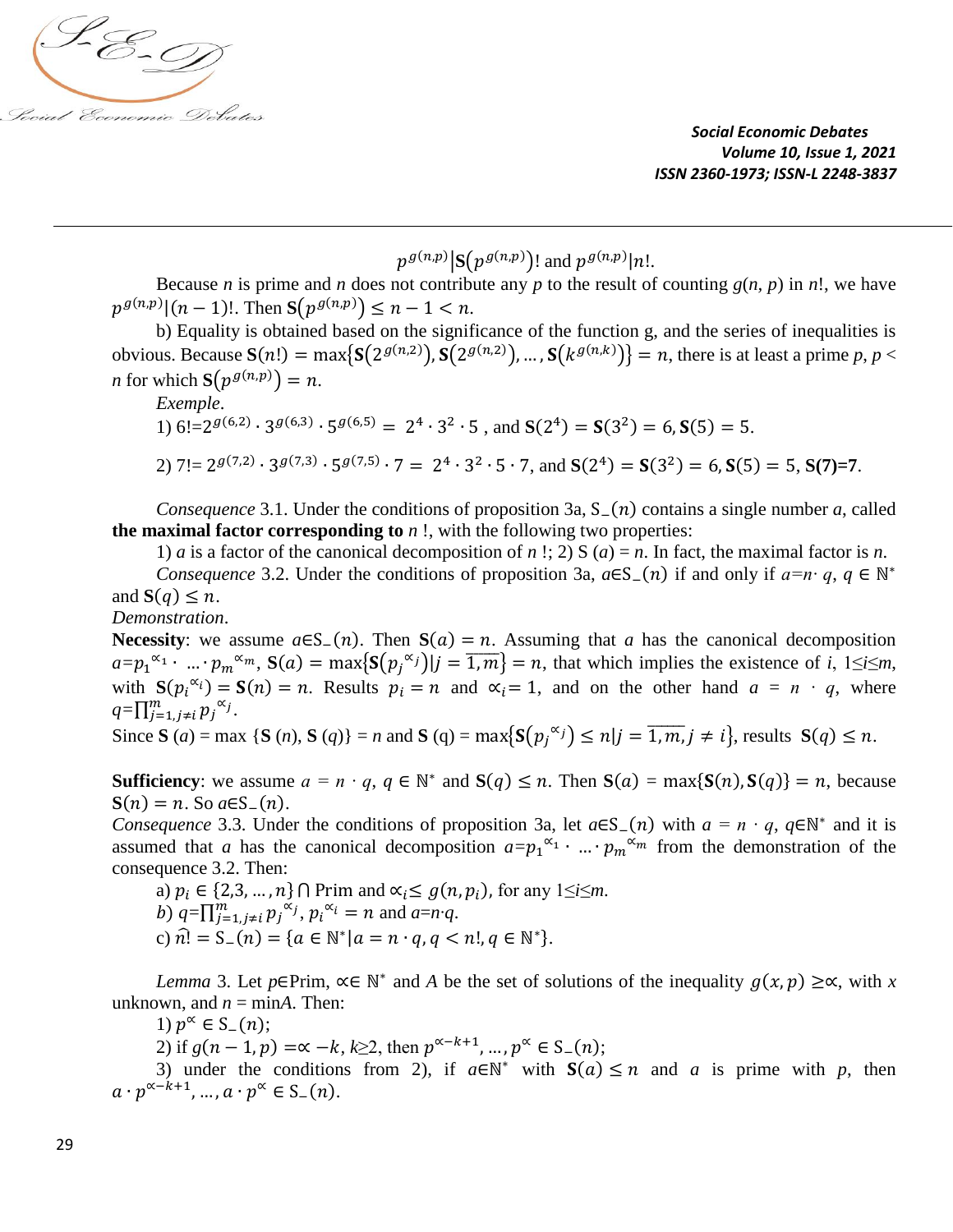$$p^{g(n,p)} | \mathbf{S}(p^{g(n,p)})! \text{ and } p^{g(n,p)} | n!.$$

Because $n$ is prime and $n$ does not contribute any $p$ to the result of counting $g(n, p)$ in $n$!, we have $p^{g(n,p)}|(n-1)!$. Then $\mathbf{S}(p^{g(n,p)}) \leq n-1 < n$.

b) Equality is obtained based on the significance of the function g, and the series of inequalities is obvious. Because $\mathbf{S}(n!) = \max\{\mathbf{S}(2^{g(n,2)}), \mathbf{S}(2^{g(n,2)}), \ldots, \mathbf{S}(k^{g(n,k)})\} = n$, there is at least a prime $p$, $p < n$ for which $\mathbf{S}(p^{g(n,p)}) = n$.

*Exemple*.

1) $6! = 2^{g(6,2)} \cdot 3^{g(6,3)} \cdot 5^{g(6,5)} = 2^4 \cdot 3^2 \cdot 5$ , and $\mathbf{S}(2^4) = \mathbf{S}(3^2) = 6, \mathbf{S}(5) = 5$.

2) $7! = 2^{g(7,2)} \cdot 3^{g(7,3)} \cdot 5^{g(7,5)} \cdot 7 = 2^4 \cdot 3^2 \cdot 5 \cdot 7$, and $\mathbf{S}(2^4) = \mathbf{S}(3^2) = 6, \mathbf{S}(5) = 5$, $\mathbf{S(7)=7}$.

*Consequence* 3.1. Under the conditions of proposition 3a, $S_{-}(n)$ contains a single number $a$, called **the maximal factor corresponding to** $n$ !, with the following two properties:

1) $a$ is a factor of the canonical decomposition of $n$ !; 2) S ($a$) = $n$. In fact, the maximal factor is $n$.

*Consequence* 3.2. Under the conditions of proposition 3a, $a \in S_{-}(n)$ if and only if $a = n \cdot q$, $q \in \mathbb{N}^*$ and $\mathbf{S}(q) \leq n$.

*Demonstration*.

**Necessity**: we assume $a \in S_{-}(n)$. Then $\mathbf{S}(a) = n$. Assuming that $a$ has the canonical decomposition $a = p_1^{\alpha_1} \cdot \ldots \cdot p_m^{\alpha_m}$, $\mathbf{S}(a) = \max\{\mathbf{S}(p_j^{\alpha_j}) | j = \overline{1,m}\} = n$, that which implies the existence of $i$, $1 \leq i \leq m$, with $\mathbf{S}(p_i^{\alpha_i}) = \mathbf{S}(n) = n$. Results $p_i = n$ and $\alpha_i = 1$, and on the other hand $a = n \cdot q$, where $q = \prod_{j=1, j\neq i}^{m} p_j^{\alpha_j}$.

Since $\mathbf{S}$ ($a$) = max {$\mathbf{S}$ ($n$), $\mathbf{S}$ ($q$)} = $n$ and $\mathbf{S}$ (q) = $\max\{\mathbf{S}(p_j^{\alpha_j}) \leq n | j = \overline{1,m}, j \neq i\}$, results $\mathbf{S}(q) \leq n$.

**Sufficiency**: we assume $a = n \cdot q$, $q \in \mathbb{N}^*$ and $\mathbf{S}(q) \leq n$. Then $\mathbf{S}(a) = \max\{\mathbf{S}(n), \mathbf{S}(q)\} = n$, because $\mathbf{S}(n) = n$. So $a \in S_{-}(n)$.

*Consequence* 3.3. Under the conditions of proposition 3a, let $a \in S_{-}(n)$ with $a = n \cdot q$, $q \in \mathbb{N}^*$ and it is assumed that $a$ has the canonical decomposition $a = p_1^{\alpha_1} \cdot \ldots \cdot p_m^{\alpha_m}$ from the demonstration of the consequence 3.2. Then:

a) $p_i \in \{2,3, \ldots, n\} \cap$ Prim and $\alpha_i \leq g(n, p_i)$, for any $1 \leq i \leq m$.

*b)* $q = \prod_{j=1, j\neq i}^{m} p_j^{\alpha_j}$, $p_i^{\alpha_i} = n$ and $a = n \cdot q$.

c) $\widehat{n!} = S_{-}(n) = \{a \in \mathbb{N}^* | a = n \cdot q, q < n!, q \in \mathbb{N}^*\}$.

*Lemma* 3. Let $p \in$Prim, $\alpha \in \mathbb{N}^*$ and $A$ be the set of solutions of the inequality $g(x, p) \geq \alpha$, with $x$ unknown, and $n$ = min$A$. Then:

1) $p^{\alpha} \in S_{-}(n)$;

2) if $g(n-1, p) = \alpha - k$, $k \geq 2$, then $p^{\alpha-k+1}, \ldots, p^{\alpha} \in S_{-}(n)$;

3) under the conditions from 2), if $a \in \mathbb{N}^*$ with $\mathbf{S}(a) \leq n$ and $a$ is prime with $p$, then $a \cdot p^{\alpha-k+1}, \ldots, a \cdot p^{\alpha} \in S_{-}(n)$.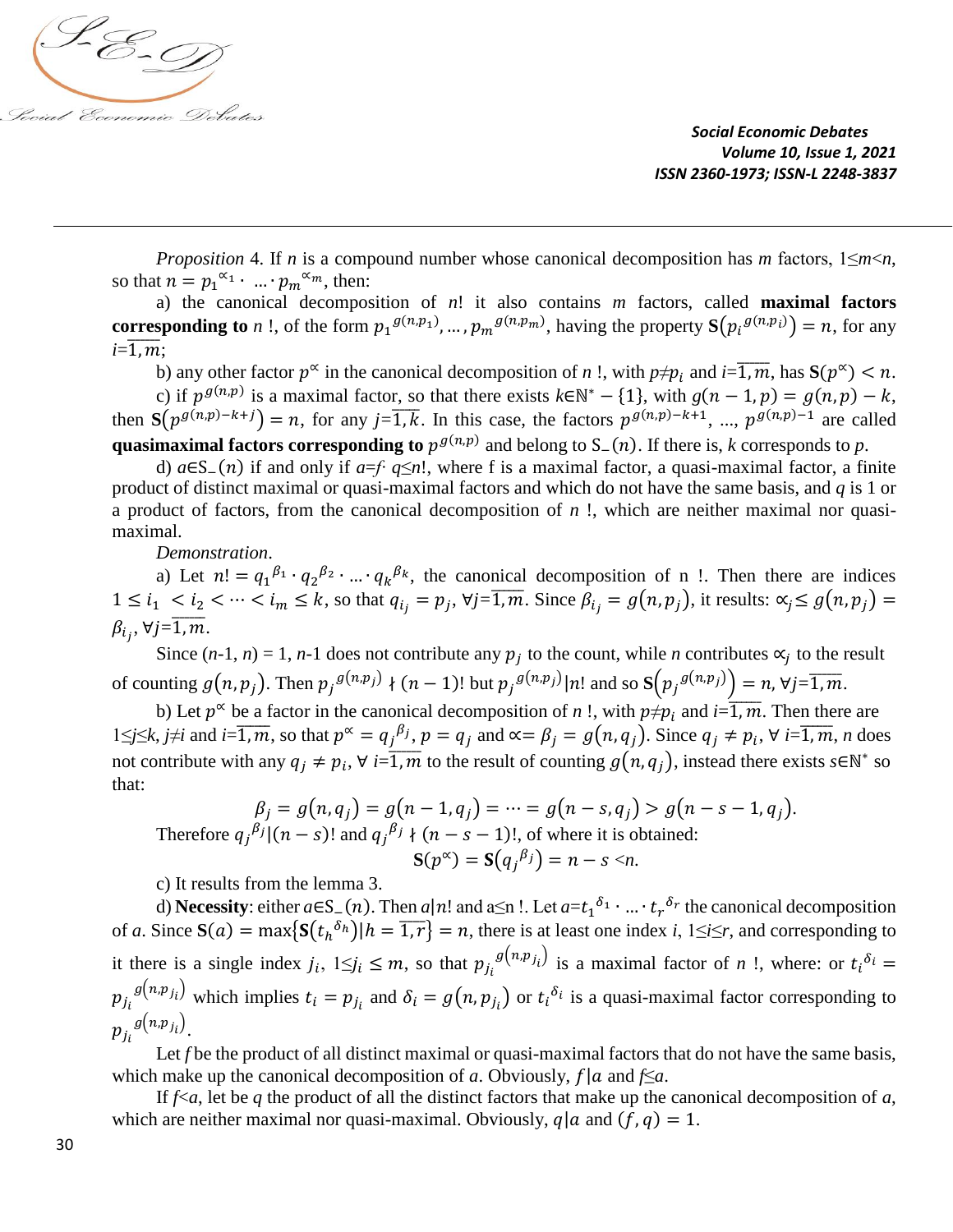*Proposition* 4. If $n$ is a compound number whose canonical decomposition has $m$ factors, $1 \leq m < n$, so that $n = p_1^{\propto_1} \cdot \ldots \cdot p_m^{\propto_m}$, then:

a) the canonical decomposition of $n!$ it also contains $m$ factors, called **maximal factors corresponding to** $n$ !, of the form $p_1^{g(n,p_1)}, \ldots, p_m^{g(n,p_m)}$, having the property $\mathbf{S}\left(p_i^{g(n,p_i)}\right) = n$, for any $i = \overline{1,m}$;

b) any other factor $p^{\propto}$ in the canonical decomposition of $n$ !, with $p \neq p_i$ and $i = \overline{1,m}$, has $\mathbf{S}(p^{\propto}) < n$.

c) if $p^{g(n,p)}$ is a maximal factor, so that there exists $k \in \mathbb{N}^* - \{1\}$, with $g(n-1,p) = g(n,p) - k$, then $\mathbf{S}\left(p^{g(n,p)-k+j}\right) = n$, for any $j = \overline{1,k}$. In this case, the factors $p^{g(n,p)-k+1}$, ..., $p^{g(n,p)-1}$ are called **quasimaximal factors corresponding to** $p^{g(n,p)}$ and belong to $S_{-}(n)$. If there is, $k$ corresponds to $p$.

d) $a \in S_{-}(n)$ if and only if $a = f \cdot q \leq n!$, where f is a maximal factor, a quasi-maximal factor, a finite product of distinct maximal or quasi-maximal factors and which do not have the same basis, and $q$ is 1 or a product of factors, from the canonical decomposition of $n$ !, which are neither maximal nor quasi-maximal.

*Demonstration*.

a) Let $n! = q_1^{\beta_1} \cdot q_2^{\beta_2} \cdot \ldots \cdot q_k^{\beta_k}$, the canonical decomposition of n !. Then there are indices $1 \leq i_1 < i_2 < \cdots < i_m \leq k$, so that $q_{i_j} = p_j$, $\forall j = \overline{1,m}$. Since $\beta_{i_j} = g(n,p_j)$, it results: $\propto_j \leq g(n,p_j) = \beta_{i_j}$, $\forall j = \overline{1,m}$.

Since $(n\text{-}1, n) = 1$, $n$-1 does not contribute any $p_j$ to the count, while $n$ contributes $\propto_j$ to the result of counting $g(n,p_j)$. Then $p_j^{g(n,p_j)} \nmid (n-1)!$ but $p_j^{g(n,p_j)} | n!$ and so $\mathbf{S}\left(p_j^{g(n,p_j)}\right) = n$, $\forall j = \overline{1,m}$.

b) Let $p^{\propto}$ be a factor in the canonical decomposition of $n$ !, with $p \neq p_i$ and $i = \overline{1,m}$. Then there are $1 \leq j \leq k$, $j \neq i$ and $i = \overline{1,m}$, so that $p^{\propto} = q_j^{\beta_j}$, $p = q_j$ and $\propto = \beta_j = g(n,q_j)$. Since $q_j \neq p_i$, $\forall$ $i = \overline{1,m}$, $n$ does not contribute with any $q_j \neq p_i$, $\forall$ $i = \overline{1,m}$ to the result of counting $g(n,q_j)$, instead there exists $s \in \mathbb{N}^*$ so that:

$$\beta_j = g(n,q_j) = g(n-1,q_j) = \cdots = g(n-s,q_j) > g(n-s-1,q_j).$$

Therefore $q_j^{\beta_j} | (n-s)!$ and $q_j^{\beta_j} \nmid (n-s-1)!$, of where it is obtained:

$$\mathbf{S}(p^{\propto}) = \mathbf{S}\left(q_j^{\beta_j}\right) = n - s < n.$$

c) It results from the lemma 3.

d) **Necessity**: either $a \in S_{-}(n)$. Then $a | n!$ and $a \leq n$ !. Let $a = t_1^{\delta_1} \cdot \ldots \cdot t_r^{\delta_r}$ the canonical decomposition of $a$. Since $\mathbf{S}(a) = \max\left\{\mathbf{S}\left(t_h^{\delta_h}\right) | h = \overline{1,r}\right\} = n$, there is at least one index $i$, $1 \leq i \leq r$, and corresponding to it there is a single index $j_i$, $1 \leq j_i \leq m$, so that $p_{j_i}^{g\left(n,p_{j_i}\right)}$ is a maximal factor of $n$ !, where: or $t_i^{\delta_i} = p_{j_i}^{g\left(n,p_{j_i}\right)}$ which implies $t_i = p_{j_i}$ and $\delta_i = g\left(n,p_{j_i}\right)$ or $t_i^{\delta_i}$ is a quasi-maximal factor corresponding to $p_{j_i}^{g\left(n,p_{j_i}\right)}$.

Let $f$ be the product of all distinct maximal or quasi-maximal factors that do not have the same basis, which make up the canonical decomposition of $a$. Obviously, $f | a$ and $f \leq a$.

If $f < a$, let be $q$ the product of all the distinct factors that make up the canonical decomposition of $a$, which are neither maximal nor quasi-maximal. Obviously, $q | a$ and $(f,q) = 1$.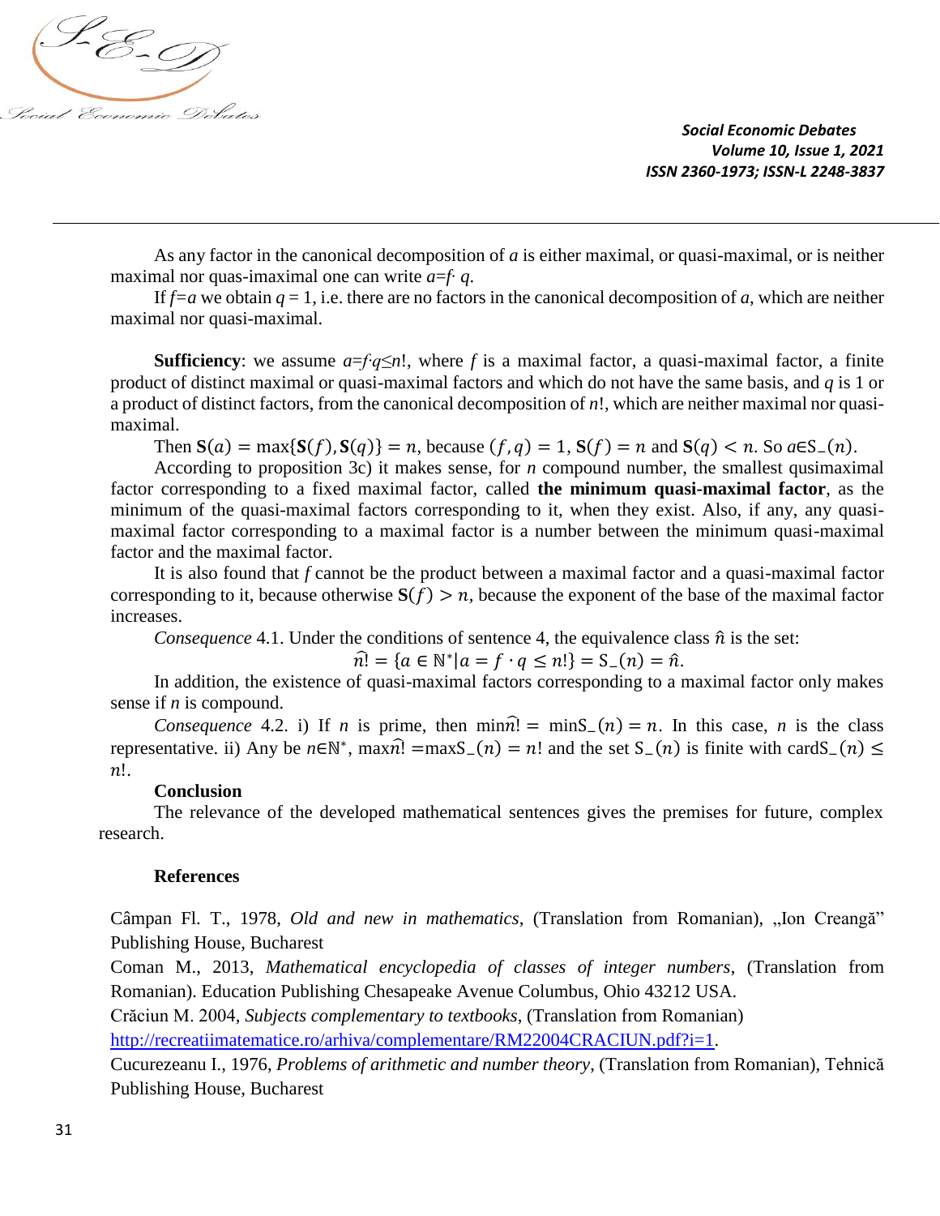As any factor in the canonical decomposition of $a$ is either maximal, or quasi-maximal, or is neither maximal nor quas-imaximal one can write $a=f\cdot q$.

If $f=a$ we obtain $q = 1$, i.e. there are no factors in the canonical decomposition of $a$, which are neither maximal nor quasi-maximal.

**Sufficiency**: we assume $a=f\cdot q\leq n!$, where $f$ is a maximal factor, a quasi-maximal factor, a finite product of distinct maximal or quasi-maximal factors and which do not have the same basis, and $q$ is 1 or a product of distinct factors, from the canonical decomposition of $n!$, which are neither maximal nor quasi-maximal.

Then $\mathbf{S}(a) = \max\{\mathbf{S}(f), \mathbf{S}(q)\} = n$, because $(f, q) = 1$, $\mathbf{S}(f) = n$ and $\mathbf{S}(q) < n$. So $a\in \mathrm{S}\_(n)$.

According to proposition 3c) it makes sense, for $n$ compound number, the smallest qusimaximal factor corresponding to a fixed maximal factor, called **the minimum quasi-maximal factor**, as the minimum of the quasi-maximal factors corresponding to it, when they exist. Also, if any, any quasi-maximal factor corresponding to a maximal factor is a number between the minimum quasi-maximal factor and the maximal factor.

It is also found that $f$ cannot be the product between a maximal factor and a quasi-maximal factor corresponding to it, because otherwise $\mathbf{S}(f) > n$, because the exponent of the base of the maximal factor increases.

*Consequence* 4.1. Under the conditions of sentence 4, the equivalence class $\hat{n}$ is the set:

$$\widehat{n!} = \{a \in \mathbb{N}^* | a = f \cdot q \leq n!\} = \mathrm{S}\_(n) = \hat{n}.$$

In addition, the existence of quasi-maximal factors corresponding to a maximal factor only makes sense if $n$ is compound.

*Consequence* 4.2. i) If $n$ is prime, then $\min\widehat{n!} = \min\mathrm{S}\_(n) = n$. In this case, $n$ is the class representative. ii) Any be $n\in\mathbb{N}^*$, $\max\widehat{n!} = \max\mathrm{S}\_(n) = n!$ and the set $\mathrm{S}\_(n)$ is finite with $\mathrm{card}\mathrm{S}\_(n) \leq n!$.

**Conclusion**

The relevance of the developed mathematical sentences gives the premises for future, complex research.

**References**

Câmpan Fl. T., 1978, *Old and new in mathematics*, (Translation from Romanian), „Ion Creangă" Publishing House, Bucharest

Coman M., 2013, *Mathematical encyclopedia of classes of integer numbers*, (Translation from Romanian). Education Publishing Chesapeake Avenue Columbus, Ohio 43212 USA.

Crăciun M. 2004, *Subjects complementary to textbooks*, (Translation from Romanian) http://recreatiimatematice.ro/arhiva/complementare/RM22004CRACIUN.pdf?i=1.

Cucurezeanu I., 1976, *Problems of arithmetic and number theory*, (Translation from Romanian), Tehnică Publishing House, Bucharest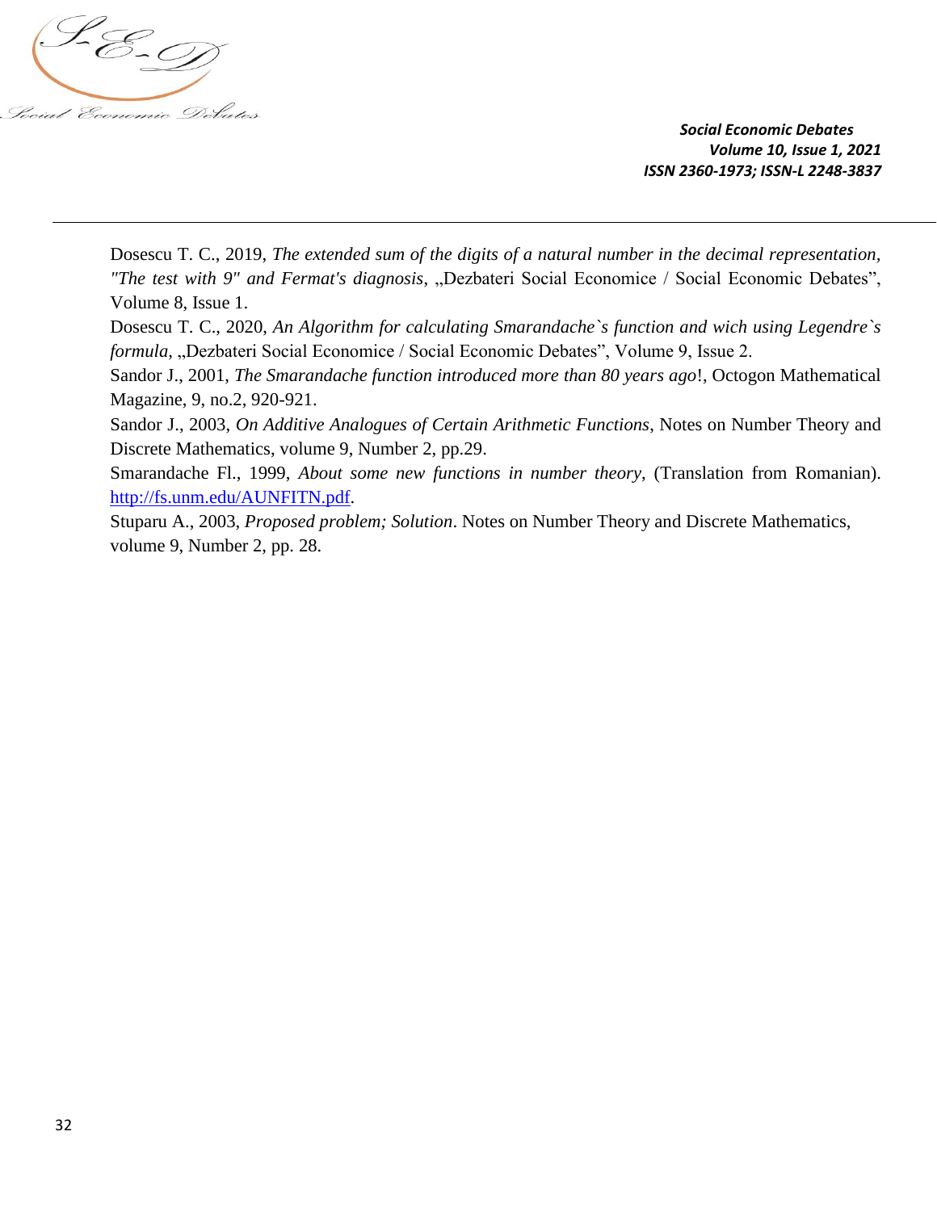Dosescu T. C., 2019, *The extended sum of the digits of a natural number in the decimal representation, "The test with 9" and Fermat's diagnosis*, „Dezbateri Social Economice / Social Economic Debates", Volume 8, Issue 1.

Dosescu T. C., 2020, *An Algorithm for calculating Smarandache`s function and wich using Legendre`s formula*, „Dezbateri Social Economice / Social Economic Debates", Volume 9, Issue 2.

Sandor J., 2001, *The Smarandache function introduced more than 80 years ago*!, Octogon Mathematical Magazine, 9, no.2, 920-921.

Sandor J., 2003, *On Additive Analogues of Certain Arithmetic Functions*, Notes on Number Theory and Discrete Mathematics, volume 9, Number 2, pp.29.

Smarandache Fl., 1999, *About some new functions in number theory*, (Translation from Romanian). http://fs.unm.edu/AUNFITN.pdf.

Stuparu A., 2003, *Proposed problem; Solution*. Notes on Number Theory and Discrete Mathematics, volume 9, Number 2, pp. 28.